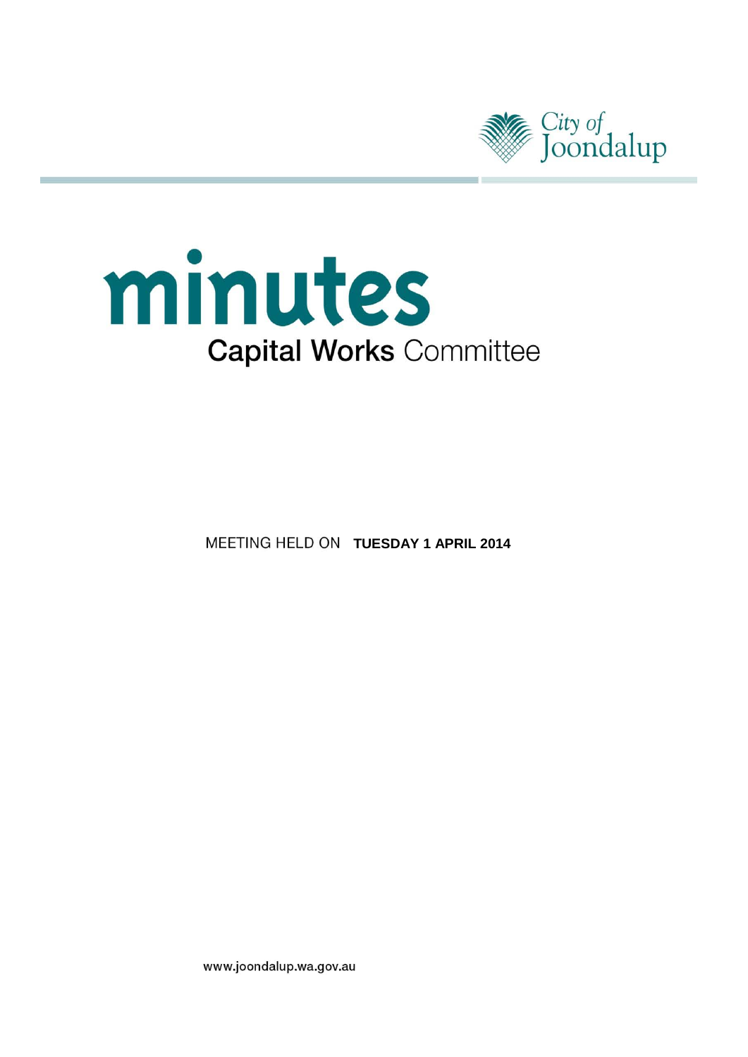City of Joondalup

# minutes

## Capital Works Committee

MEETING HELD ON **TUESDAY 1 APRIL 2014**

www.joondalup.wa.gov.au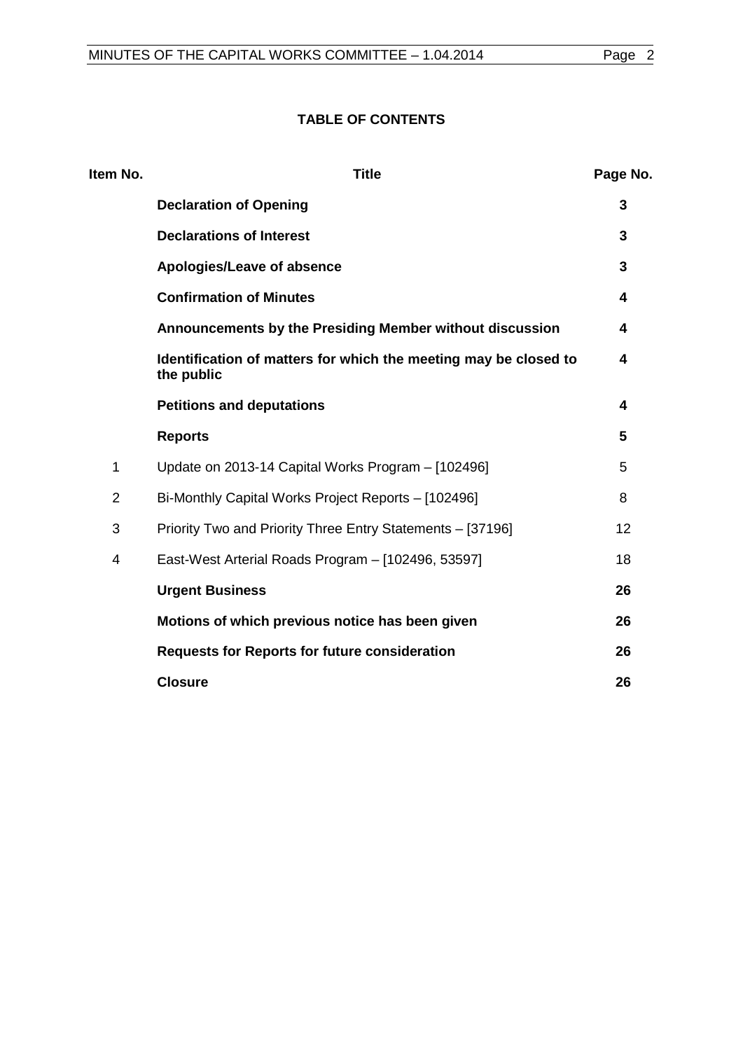## TABLE OF CONTENTS

| Item No. | Title | Page No. |
|---|---|---|
| | **Declaration of Opening** | **3** |
| | **Declarations of Interest** | **3** |
| | **Apologies/Leave of absence** | **3** |
| | **Confirmation of Minutes** | **4** |
| | **Announcements by the Presiding Member without discussion** | **4** |
| | **Identification of matters for which the meeting may be closed to the public** | **4** |
| | **Petitions and deputations** | **4** |
| | **Reports** | **5** |
| 1 | Update on 2013-14 Capital Works Program – [102496] | 5 |
| 2 | Bi-Monthly Capital Works Project Reports – [102496] | 8 |
| 3 | Priority Two and Priority Three Entry Statements – [37196] | 12 |
| 4 | East-West Arterial Roads Program – [102496, 53597] | 18 |
| | **Urgent Business** | **26** |
| | **Motions of which previous notice has been given** | **26** |
| | **Requests for Reports for future consideration** | **26** |
| | **Closure** | **26** |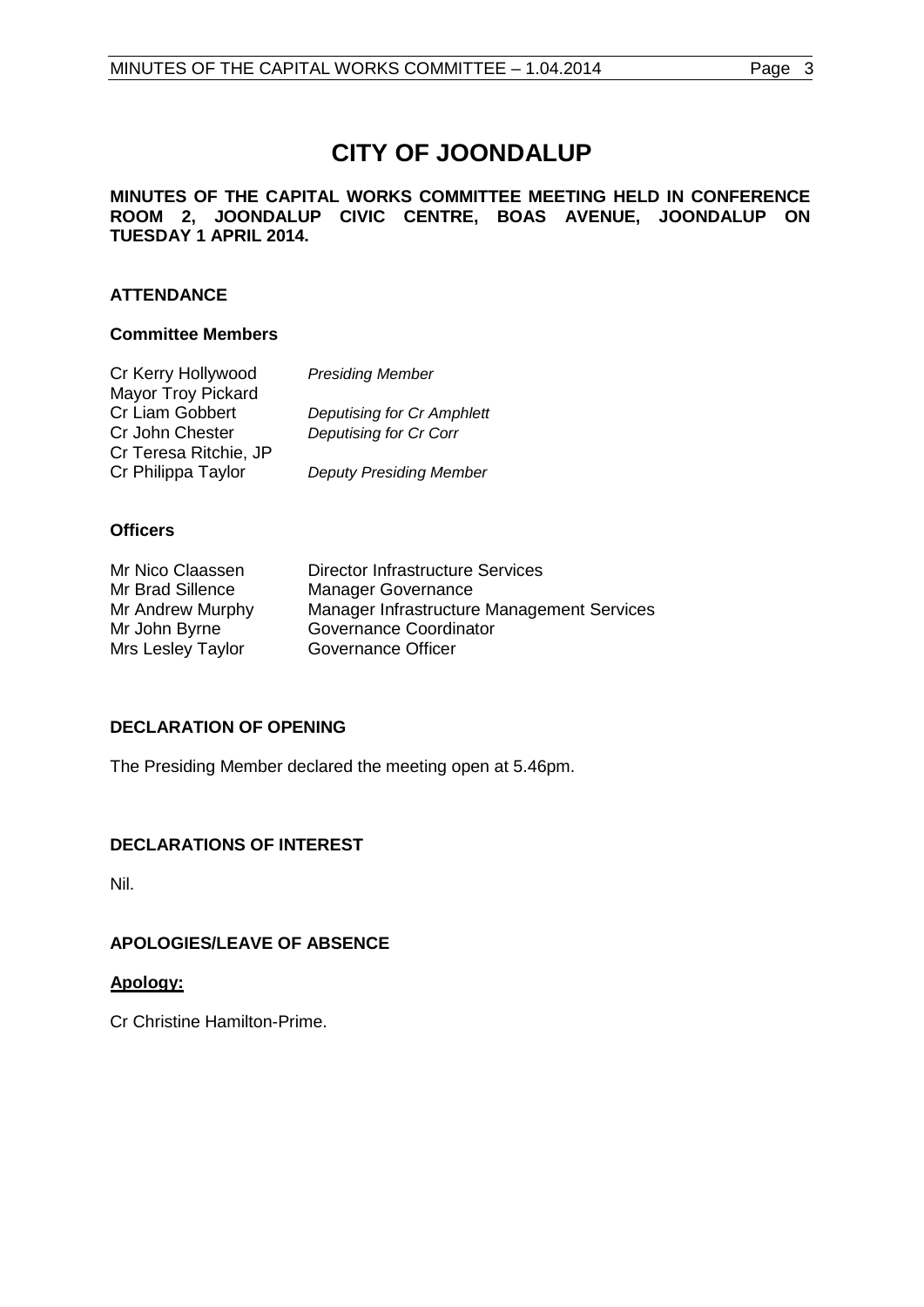# CITY OF JOONDALUP

**MINUTES OF THE CAPITAL WORKS COMMITTEE MEETING HELD IN CONFERENCE ROOM 2, JOONDALUP CIVIC CENTRE, BOAS AVENUE, JOONDALUP ON TUESDAY 1 APRIL 2014.**

## ATTENDANCE

### Committee Members

| | |
|---|---|
| Cr Kerry Hollywood | *Presiding Member* |
| Mayor Troy Pickard | |
| Cr Liam Gobbert | *Deputising for Cr Amphlett* |
| Cr John Chester | *Deputising for Cr Corr* |
| Cr Teresa Ritchie, JP | |
| Cr Philippa Taylor | *Deputy Presiding Member* |

### Officers

| | |
|---|---|
| Mr Nico Claassen | Director Infrastructure Services |
| Mr Brad Sillence | Manager Governance |
| Mr Andrew Murphy | Manager Infrastructure Management Services |
| Mr John Byrne | Governance Coordinator |
| Mrs Lesley Taylor | Governance Officer |

## DECLARATION OF OPENING

The Presiding Member declared the meeting open at 5.46pm.

## DECLARATIONS OF INTEREST

Nil.

## APOLOGIES/LEAVE OF ABSENCE

**Apology:**

Cr Christine Hamilton-Prime.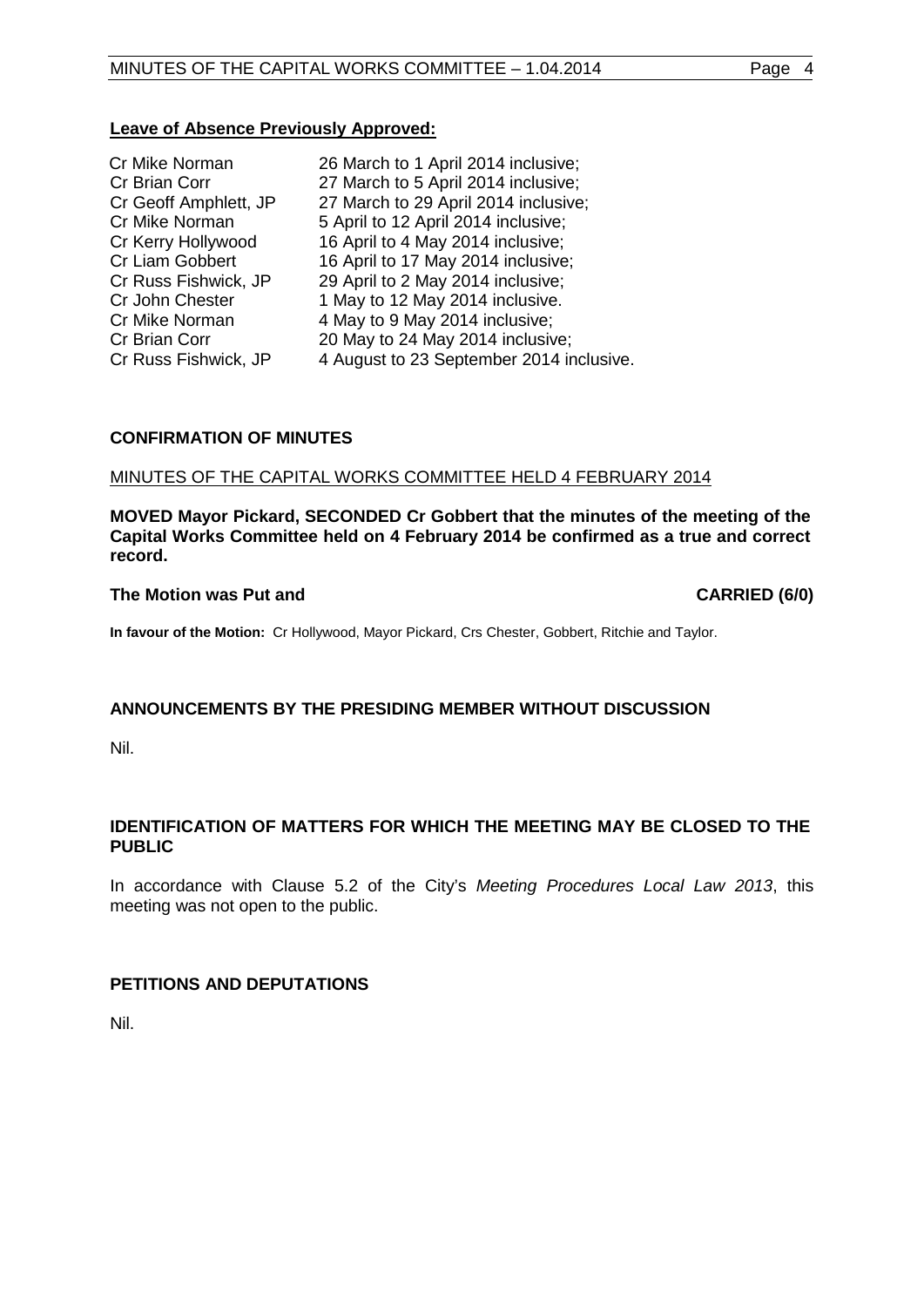**Leave of Absence Previously Approved:**

| | |
|---|---|
| Cr Mike Norman | 26 March to 1 April 2014 inclusive; |
| Cr Brian Corr | 27 March to 5 April 2014 inclusive; |
| Cr Geoff Amphlett, JP | 27 March to 29 April 2014 inclusive; |
| Cr Mike Norman | 5 April to 12 April 2014 inclusive; |
| Cr Kerry Hollywood | 16 April to 4 May 2014 inclusive; |
| Cr Liam Gobbert | 16 April to 17 May 2014 inclusive; |
| Cr Russ Fishwick, JP | 29 April to 2 May 2014 inclusive; |
| Cr John Chester | 1 May to 12 May 2014 inclusive. |
| Cr Mike Norman | 4 May to 9 May 2014 inclusive; |
| Cr Brian Corr | 20 May to 24 May 2014 inclusive; |
| Cr Russ Fishwick, JP | 4 August to 23 September 2014 inclusive. |

## CONFIRMATION OF MINUTES

MINUTES OF THE CAPITAL WORKS COMMITTEE HELD 4 FEBRUARY 2014

**MOVED Mayor Pickard, SECONDED Cr Gobbert that the minutes of the meeting of the Capital Works Committee held on 4 February 2014 be confirmed as a true and correct record.**

**The Motion was Put and CARRIED (6/0)**

**In favour of the Motion:** Cr Hollywood, Mayor Pickard, Crs Chester, Gobbert, Ritchie and Taylor.

## ANNOUNCEMENTS BY THE PRESIDING MEMBER WITHOUT DISCUSSION

Nil.

## IDENTIFICATION OF MATTERS FOR WHICH THE MEETING MAY BE CLOSED TO THE PUBLIC

In accordance with Clause 5.2 of the City's *Meeting Procedures Local Law 2013*, this meeting was not open to the public.

## PETITIONS AND DEPUTATIONS

Nil.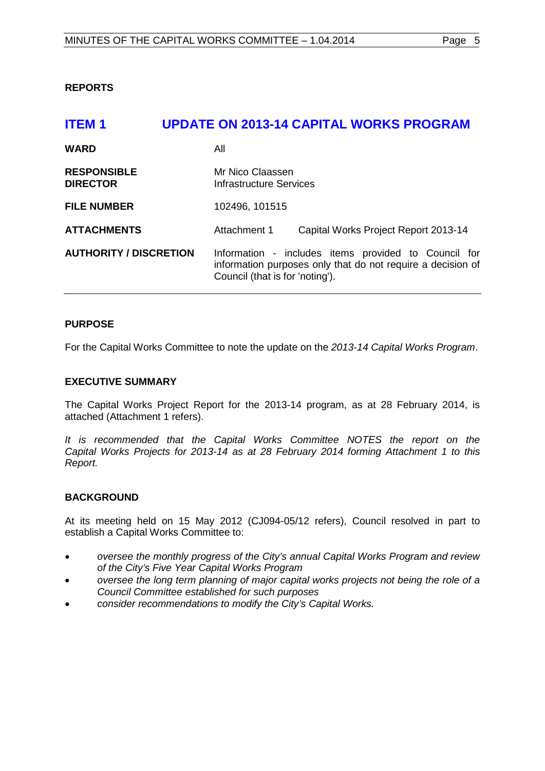**REPORTS**

## ITEM 1 UPDATE ON 2013-14 CAPITAL WORKS PROGRAM

| | | |
|---|---|---|
| **WARD** | All | |
| **RESPONSIBLE DIRECTOR** | Mr Nico Claassen<br>Infrastructure Services | |
| **FILE NUMBER** | 102496, 101515 | |
| **ATTACHMENTS** | Attachment 1 | Capital Works Project Report 2013-14 |
| **AUTHORITY / DISCRETION** | Information - includes items provided to Council for information purposes only that do not require a decision of Council (that is for 'noting'). | |

**PURPOSE**

For the Capital Works Committee to note the update on the *2013-14 Capital Works Program*.

**EXECUTIVE SUMMARY**

The Capital Works Project Report for the 2013-14 program, as at 28 February 2014, is attached (Attachment 1 refers).

*It is recommended that the Capital Works Committee NOTES the report on the Capital Works Projects for 2013-14 as at 28 February 2014 forming Attachment 1 to this Report.*

**BACKGROUND**

At its meeting held on 15 May 2012 (CJ094-05/12 refers), Council resolved in part to establish a Capital Works Committee to:

- *oversee the monthly progress of the City's annual Capital Works Program and review of the City's Five Year Capital Works Program*
- *oversee the long term planning of major capital works projects not being the role of a Council Committee established for such purposes*
- *consider recommendations to modify the City's Capital Works.*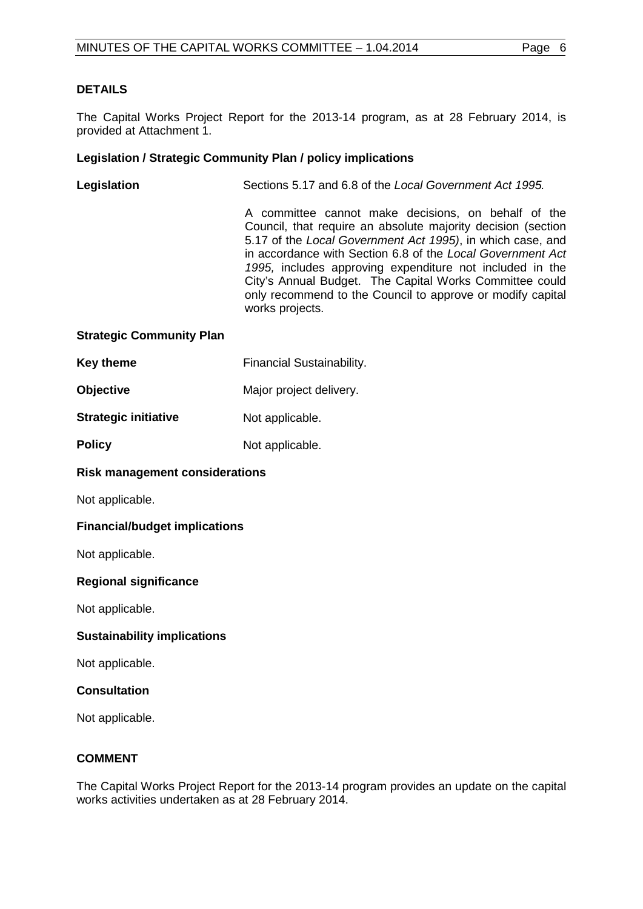## DETAILS

The Capital Works Project Report for the 2013-14 program, as at 28 February 2014, is provided at Attachment 1.

### Legislation / Strategic Community Plan / policy implications

**Legislation** Sections 5.17 and 6.8 of the *Local Government Act 1995.*

A committee cannot make decisions, on behalf of the Council, that require an absolute majority decision (section 5.17 of the *Local Government Act 1995)*, in which case, and in accordance with Section 6.8 of the *Local Government Act 1995,* includes approving expenditure not included in the City's Annual Budget. The Capital Works Committee could only recommend to the Council to approve or modify capital works projects.

### Strategic Community Plan

**Key theme** Financial Sustainability.

**Objective** Major project delivery.

**Strategic initiative** Not applicable.

**Policy** Not applicable.

### Risk management considerations

Not applicable.

### Financial/budget implications

Not applicable.

### Regional significance

Not applicable.

### Sustainability implications

Not applicable.

### Consultation

Not applicable.

## COMMENT

The Capital Works Project Report for the 2013-14 program provides an update on the capital works activities undertaken as at 28 February 2014.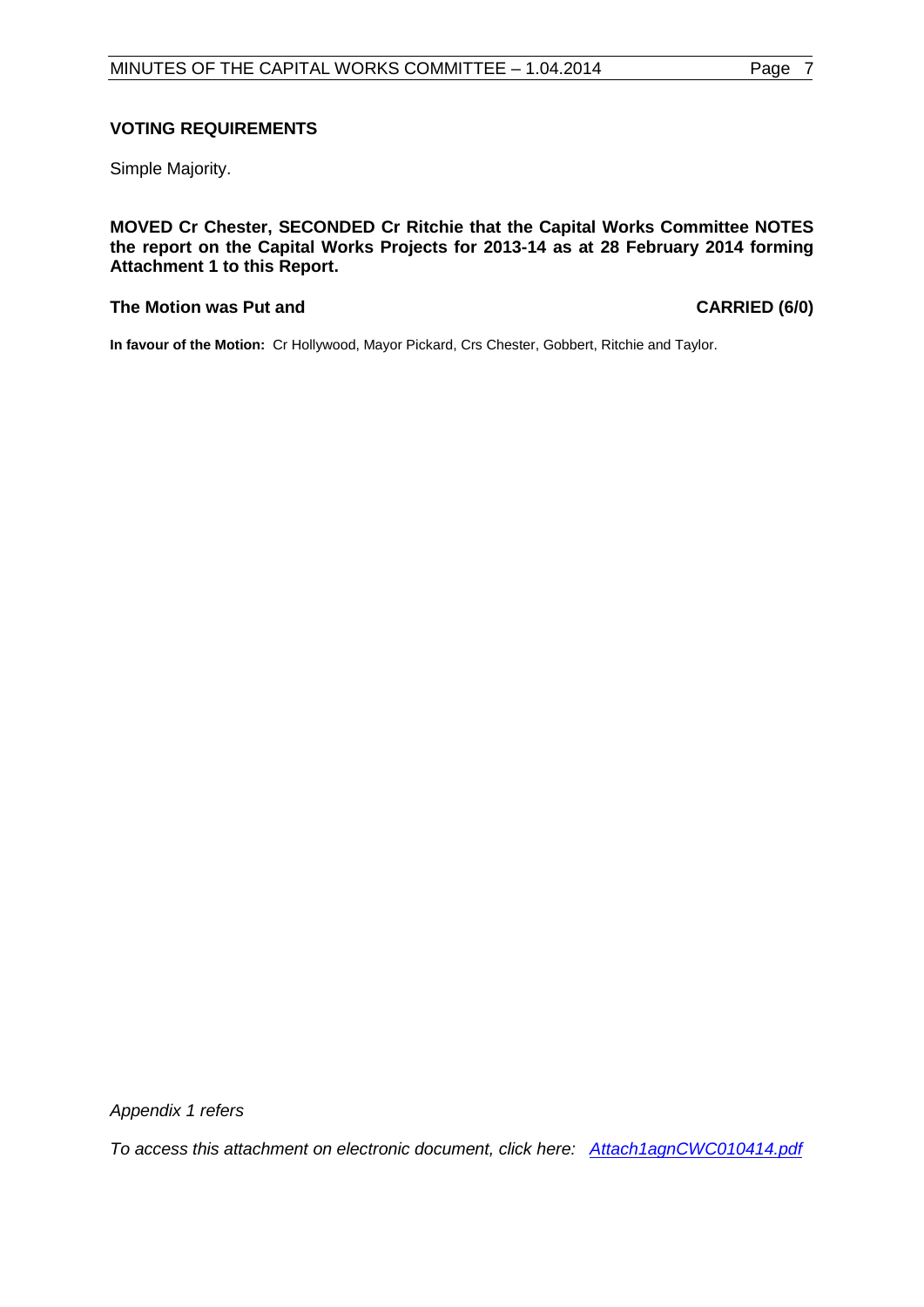### VOTING REQUIREMENTS

Simple Majority.

**MOVED Cr Chester, SECONDED Cr Ritchie that the Capital Works Committee NOTES the report on the Capital Works Projects for 2013-14 as at 28 February 2014 forming Attachment 1 to this Report.**

**The Motion was Put and** **CARRIED (6/0)**

**In favour of the Motion:** Cr Hollywood, Mayor Pickard, Crs Chester, Gobbert, Ritchie and Taylor.

*Appendix 1 refers*

*To access this attachment on electronic document, click here: Attach1agnCWC010414.pdf*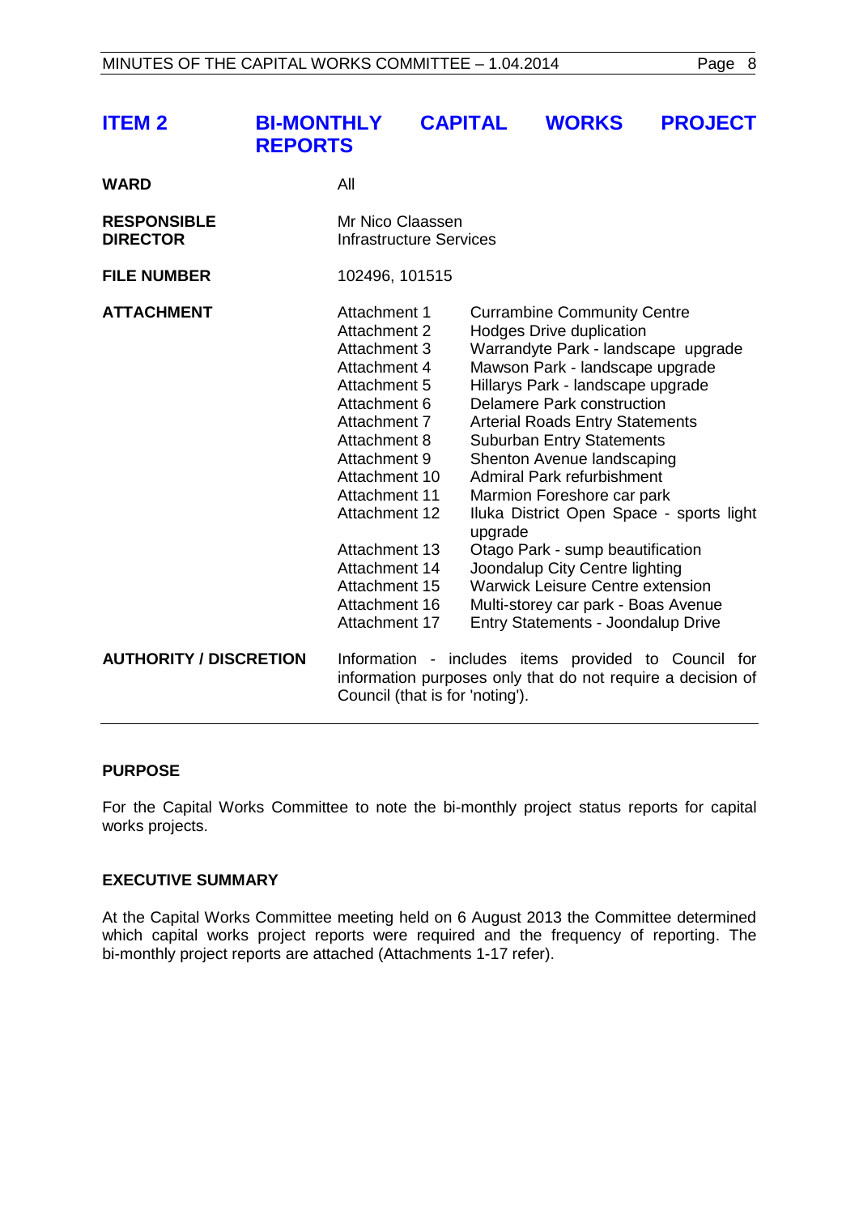## ITEM 2 BI-MONTHLY CAPITAL WORKS PROJECT REPORTS

| | | |
|---|---|---|
| **WARD** | All | |
| **RESPONSIBLE DIRECTOR** | Mr Nico Claassen<br>Infrastructure Services | |
| **FILE NUMBER** | 102496, 101515 | |
| **ATTACHMENT** | Attachment 1 | Currambine Community Centre |
| | Attachment 2 | Hodges Drive duplication |
| | Attachment 3 | Warrandyte Park - landscape upgrade |
| | Attachment 4 | Mawson Park - landscape upgrade |
| | Attachment 5 | Hillarys Park - landscape upgrade |
| | Attachment 6 | Delamere Park construction |
| | Attachment 7 | Arterial Roads Entry Statements |
| | Attachment 8 | Suburban Entry Statements |
| | Attachment 9 | Shenton Avenue landscaping |
| | Attachment 10 | Admiral Park refurbishment |
| | Attachment 11 | Marmion Foreshore car park |
| | Attachment 12 | Iluka District Open Space - sports light upgrade |
| | Attachment 13 | Otago Park - sump beautification |
| | Attachment 14 | Joondalup City Centre lighting |
| | Attachment 15 | Warwick Leisure Centre extension |
| | Attachment 16 | Multi-storey car park - Boas Avenue |
| | Attachment 17 | Entry Statements - Joondalup Drive |
| **AUTHORITY / DISCRETION** | Information - includes items provided to Council for information purposes only that do not require a decision of Council (that is for 'noting'). | |

### PURPOSE

For the Capital Works Committee to note the bi-monthly project status reports for capital works projects.

### EXECUTIVE SUMMARY

At the Capital Works Committee meeting held on 6 August 2013 the Committee determined which capital works project reports were required and the frequency of reporting. The bi-monthly project reports are attached (Attachments 1-17 refer).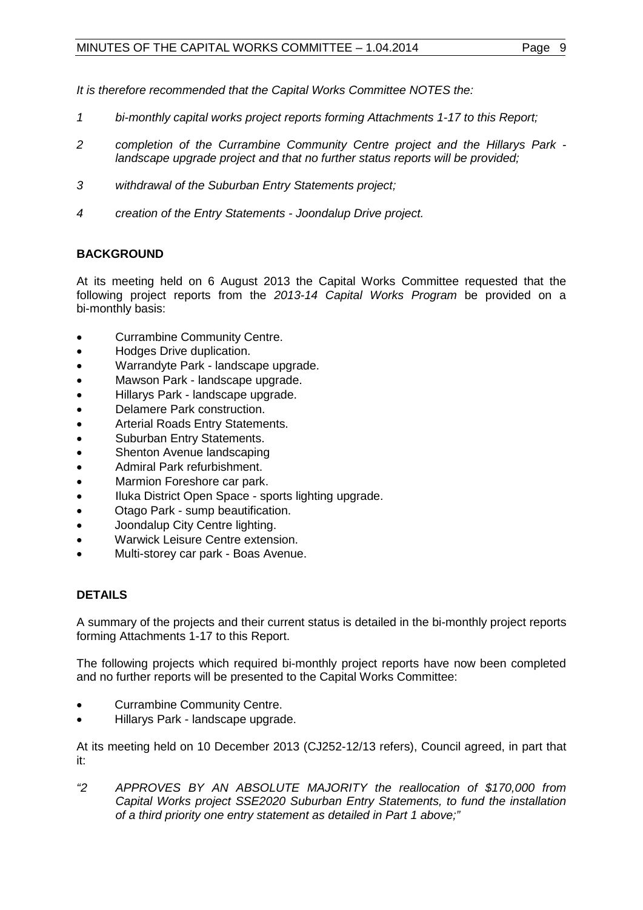*It is therefore recommended that the Capital Works Committee NOTES the:*

1. *bi-monthly capital works project reports forming Attachments 1-17 to this Report;*
2. *completion of the Currambine Community Centre project and the Hillarys Park - landscape upgrade project and that no further status reports will be provided;*
3. *withdrawal of the Suburban Entry Statements project;*
4. *creation of the Entry Statements - Joondalup Drive project.*

## BACKGROUND

At its meeting held on 6 August 2013 the Capital Works Committee requested that the following project reports from the *2013-14 Capital Works Program* be provided on a bi-monthly basis:

- Currambine Community Centre.
- Hodges Drive duplication.
- Warrandyte Park - landscape upgrade.
- Mawson Park - landscape upgrade.
- Hillarys Park - landscape upgrade.
- Delamere Park construction.
- Arterial Roads Entry Statements.
- Suburban Entry Statements.
- Shenton Avenue landscaping
- Admiral Park refurbishment.
- Marmion Foreshore car park.
- Iluka District Open Space - sports lighting upgrade.
- Otago Park - sump beautification.
- Joondalup City Centre lighting.
- Warwick Leisure Centre extension.
- Multi-storey car park - Boas Avenue.

## DETAILS

A summary of the projects and their current status is detailed in the bi-monthly project reports forming Attachments 1-17 to this Report.

The following projects which required bi-monthly project reports have now been completed and no further reports will be presented to the Capital Works Committee:

- Currambine Community Centre.
- Hillarys Park - landscape upgrade.

At its meeting held on 10 December 2013 (CJ252-12/13 refers), Council agreed, in part that it:

*"2 APPROVES BY AN ABSOLUTE MAJORITY the reallocation of $170,000 from Capital Works project SSE2020 Suburban Entry Statements, to fund the installation of a third priority one entry statement as detailed in Part 1 above;"*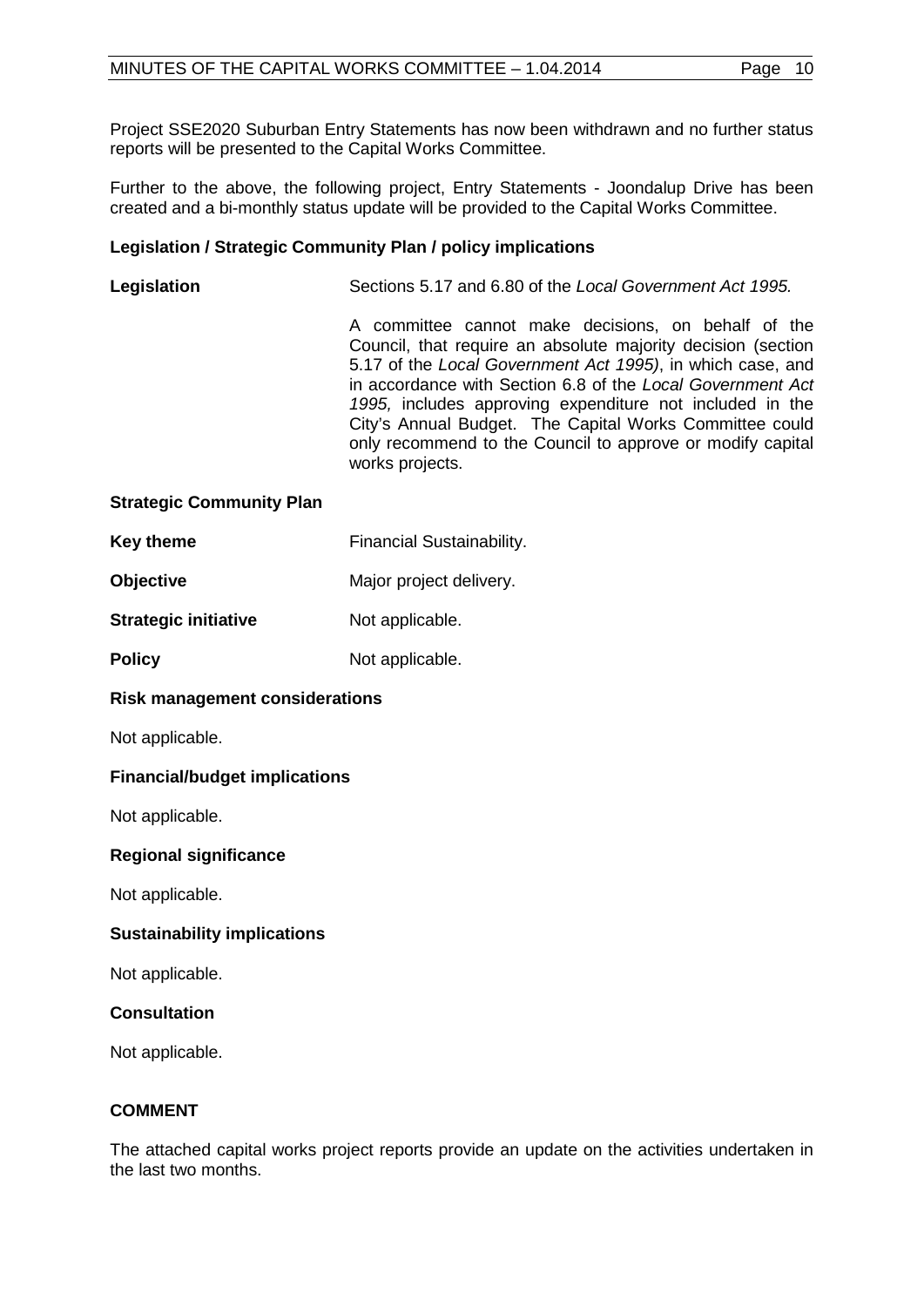Project SSE2020 Suburban Entry Statements has now been withdrawn and no further status reports will be presented to the Capital Works Committee.

Further to the above, the following project, Entry Statements - Joondalup Drive has been created and a bi-monthly status update will be provided to the Capital Works Committee.

**Legislation / Strategic Community Plan / policy implications**

| | |
|---|---|
| **Legislation** | Sections 5.17 and 6.80 of the *Local Government Act 1995.* |
| | A committee cannot make decisions, on behalf of the Council, that require an absolute majority decision (section 5.17 of the *Local Government Act 1995)*, in which case, and in accordance with Section 6.8 of the *Local Government Act 1995,* includes approving expenditure not included in the City's Annual Budget. The Capital Works Committee could only recommend to the Council to approve or modify capital works projects. |

**Strategic Community Plan**

| | |
|---|---|
| **Key theme** | Financial Sustainability. |
| **Objective** | Major project delivery. |
| **Strategic initiative** | Not applicable. |
| **Policy** | Not applicable. |

**Risk management considerations**

Not applicable.

**Financial/budget implications**

Not applicable.

**Regional significance**

Not applicable.

**Sustainability implications**

Not applicable.

**Consultation**

Not applicable.

**COMMENT**

The attached capital works project reports provide an update on the activities undertaken in the last two months.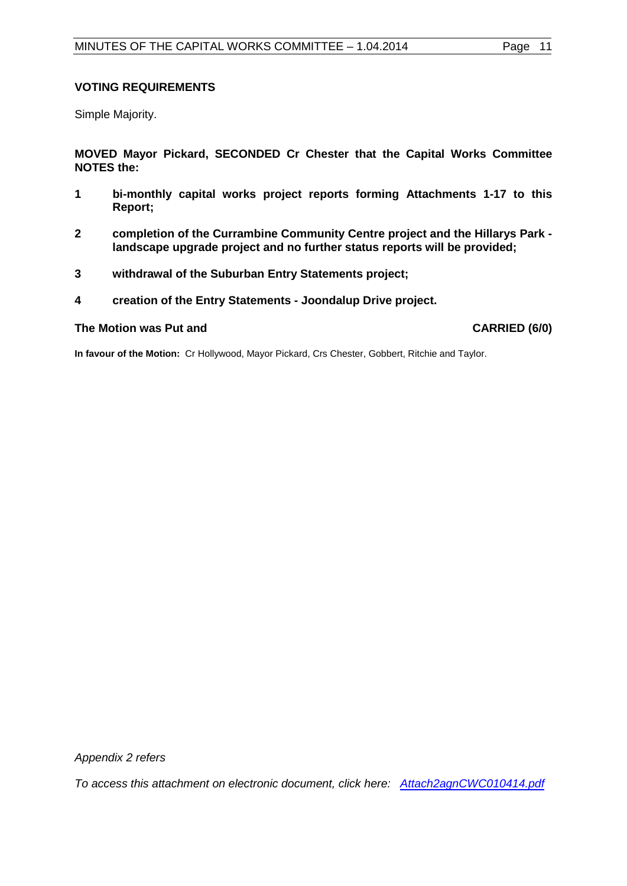### VOTING REQUIREMENTS

Simple Majority.

**MOVED Mayor Pickard, SECONDED Cr Chester that the Capital Works Committee NOTES the:**

1. **bi-monthly capital works project reports forming Attachments 1-17 to this Report;**
2. **completion of the Currambine Community Centre project and the Hillarys Park - landscape upgrade project and no further status reports will be provided;**
3. **withdrawal of the Suburban Entry Statements project;**
4. **creation of the Entry Statements - Joondalup Drive project.**

**The Motion was Put and CARRIED (6/0)**

**In favour of the Motion:** Cr Hollywood, Mayor Pickard, Crs Chester, Gobbert, Ritchie and Taylor.

*Appendix 2 refers*

*To access this attachment on electronic document, click here: Attach2agnCWC010414.pdf*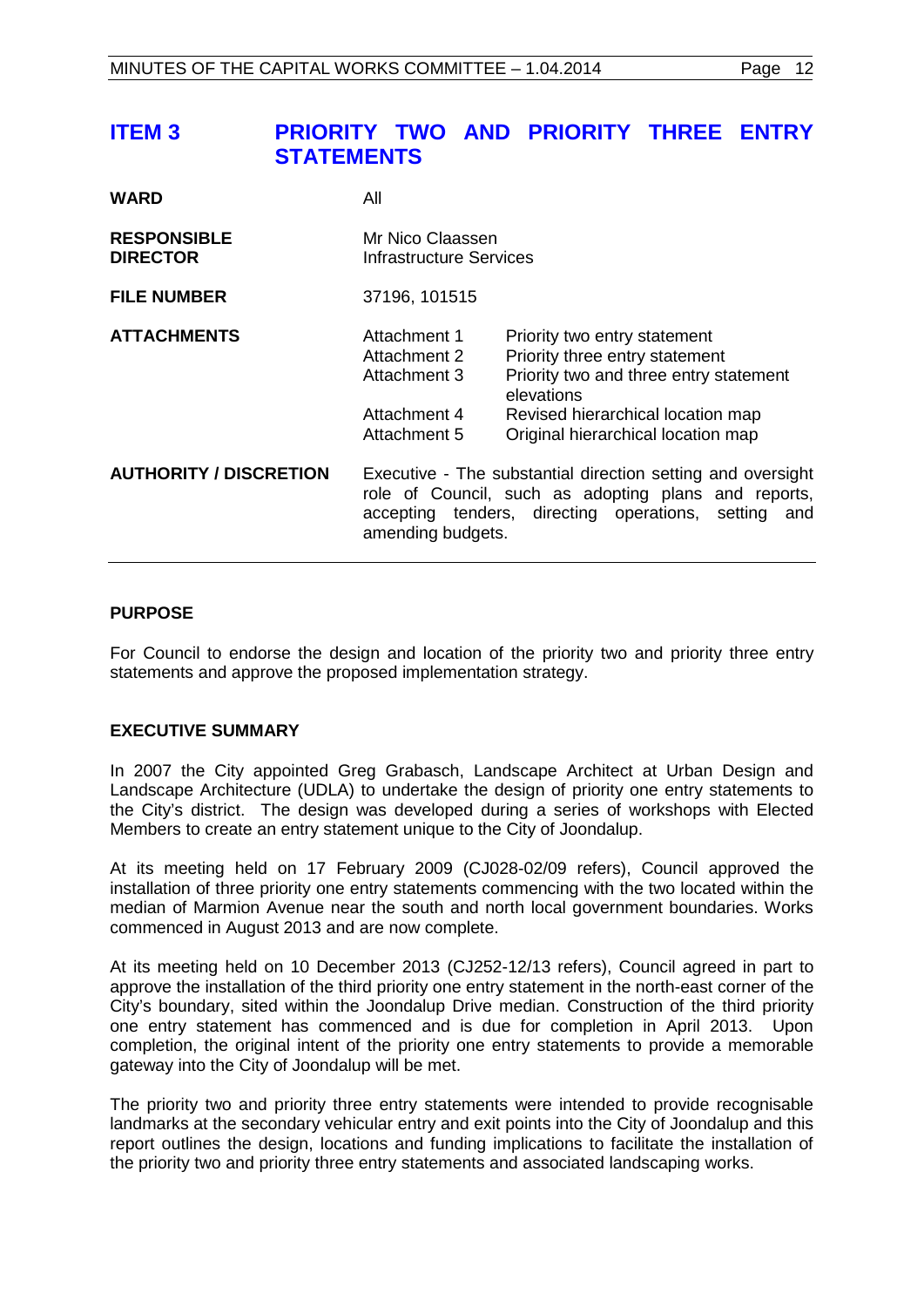## ITEM 3 PRIORITY TWO AND PRIORITY THREE ENTRY STATEMENTS

| | | |
|---|---|---|
| **WARD** | All | |
| **RESPONSIBLE DIRECTOR** | Mr Nico Claassen<br>Infrastructure Services | |
| **FILE NUMBER** | 37196, 101515 | |
| **ATTACHMENTS** | Attachment 1 | Priority two entry statement |
| | Attachment 2 | Priority three entry statement |
| | Attachment 3 | Priority two and three entry statement elevations |
| | Attachment 4 | Revised hierarchical location map |
| | Attachment 5 | Original hierarchical location map |
| **AUTHORITY / DISCRETION** | Executive - The substantial direction setting and oversight role of Council, such as adopting plans and reports, accepting tenders, directing operations, setting and amending budgets. | |

**PURPOSE**

For Council to endorse the design and location of the priority two and priority three entry statements and approve the proposed implementation strategy.

**EXECUTIVE SUMMARY**

In 2007 the City appointed Greg Grabasch, Landscape Architect at Urban Design and Landscape Architecture (UDLA) to undertake the design of priority one entry statements to the City's district. The design was developed during a series of workshops with Elected Members to create an entry statement unique to the City of Joondalup.

At its meeting held on 17 February 2009 (CJ028-02/09 refers), Council approved the installation of three priority one entry statements commencing with the two located within the median of Marmion Avenue near the south and north local government boundaries. Works commenced in August 2013 and are now complete.

At its meeting held on 10 December 2013 (CJ252-12/13 refers), Council agreed in part to approve the installation of the third priority one entry statement in the north-east corner of the City's boundary, sited within the Joondalup Drive median. Construction of the third priority one entry statement has commenced and is due for completion in April 2013. Upon completion, the original intent of the priority one entry statements to provide a memorable gateway into the City of Joondalup will be met.

The priority two and priority three entry statements were intended to provide recognisable landmarks at the secondary vehicular entry and exit points into the City of Joondalup and this report outlines the design, locations and funding implications to facilitate the installation of the priority two and priority three entry statements and associated landscaping works.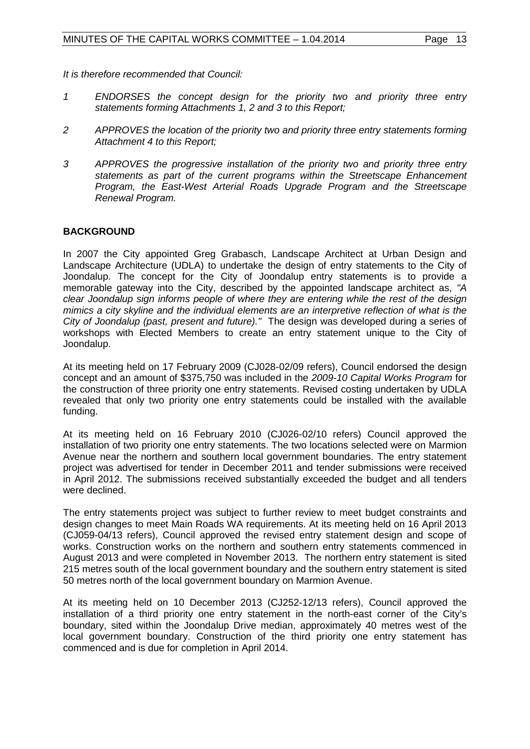*It is therefore recommended that Council:*

1. *ENDORSES the concept design for the priority two and priority three entry statements forming Attachments 1, 2 and 3 to this Report;*

2. *APPROVES the location of the priority two and priority three entry statements forming Attachment 4 to this Report;*

3. *APPROVES the progressive installation of the priority two and priority three entry statements as part of the current programs within the Streetscape Enhancement Program, the East-West Arterial Roads Upgrade Program and the Streetscape Renewal Program.*

## BACKGROUND

In 2007 the City appointed Greg Grabasch, Landscape Architect at Urban Design and Landscape Architecture (UDLA) to undertake the design of entry statements to the City of Joondalup. The concept for the City of Joondalup entry statements is to provide a memorable gateway into the City, described by the appointed landscape architect as, *"A clear Joondalup sign informs people of where they are entering while the rest of the design mimics a city skyline and the individual elements are an interpretive reflection of what is the City of Joondalup (past, present and future)."* The design was developed during a series of workshops with Elected Members to create an entry statement unique to the City of Joondalup.

At its meeting held on 17 February 2009 (CJ028-02/09 refers), Council endorsed the design concept and an amount of $375,750 was included in the *2009-10 Capital Works Program* for the construction of three priority one entry statements. Revised costing undertaken by UDLA revealed that only two priority one entry statements could be installed with the available funding.

At its meeting held on 16 February 2010 (CJ026-02/10 refers) Council approved the installation of two priority one entry statements. The two locations selected were on Marmion Avenue near the northern and southern local government boundaries. The entry statement project was advertised for tender in December 2011 and tender submissions were received in April 2012. The submissions received substantially exceeded the budget and all tenders were declined.

The entry statements project was subject to further review to meet budget constraints and design changes to meet Main Roads WA requirements. At its meeting held on 16 April 2013 (CJ059-04/13 refers), Council approved the revised entry statement design and scope of works. Construction works on the northern and southern entry statements commenced in August 2013 and were completed in November 2013. The northern entry statement is sited 215 metres south of the local government boundary and the southern entry statement is sited 50 metres north of the local government boundary on Marmion Avenue.

At its meeting held on 10 December 2013 (CJ252-12/13 refers), Council approved the installation of a third priority one entry statement in the north-east corner of the City's boundary, sited within the Joondalup Drive median, approximately 40 metres west of the local government boundary. Construction of the third priority one entry statement has commenced and is due for completion in April 2014.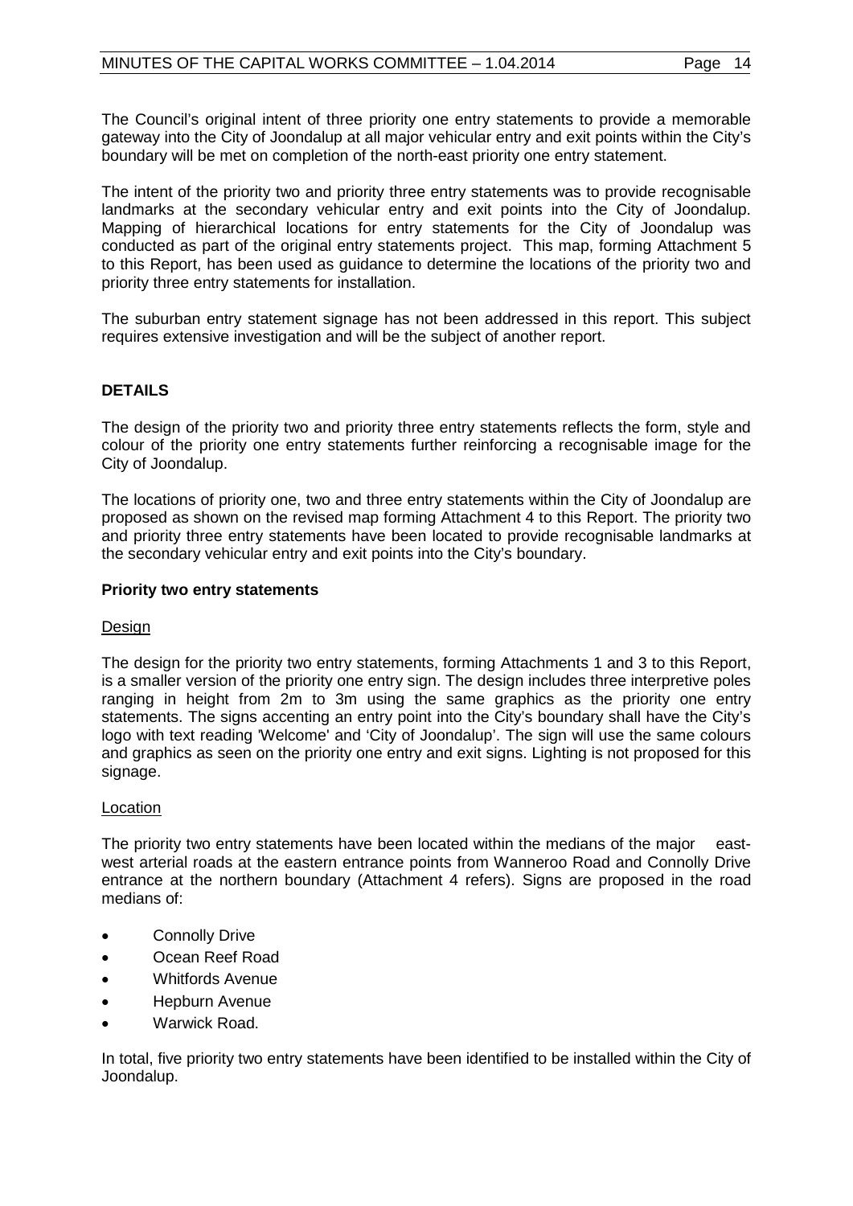The Council's original intent of three priority one entry statements to provide a memorable gateway into the City of Joondalup at all major vehicular entry and exit points within the City's boundary will be met on completion of the north-east priority one entry statement.

The intent of the priority two and priority three entry statements was to provide recognisable landmarks at the secondary vehicular entry and exit points into the City of Joondalup. Mapping of hierarchical locations for entry statements for the City of Joondalup was conducted as part of the original entry statements project. This map, forming Attachment 5 to this Report, has been used as guidance to determine the locations of the priority two and priority three entry statements for installation.

The suburban entry statement signage has not been addressed in this report. This subject requires extensive investigation and will be the subject of another report.

## DETAILS

The design of the priority two and priority three entry statements reflects the form, style and colour of the priority one entry statements further reinforcing a recognisable image for the City of Joondalup.

The locations of priority one, two and three entry statements within the City of Joondalup are proposed as shown on the revised map forming Attachment 4 to this Report. The priority two and priority three entry statements have been located to provide recognisable landmarks at the secondary vehicular entry and exit points into the City's boundary.

### Priority two entry statements

Design

The design for the priority two entry statements, forming Attachments 1 and 3 to this Report, is a smaller version of the priority one entry sign. The design includes three interpretive poles ranging in height from 2m to 3m using the same graphics as the priority one entry statements. The signs accenting an entry point into the City's boundary shall have the City's logo with text reading 'Welcome' and 'City of Joondalup'. The sign will use the same colours and graphics as seen on the priority one entry and exit signs. Lighting is not proposed for this signage.

Location

The priority two entry statements have been located within the medians of the major east-west arterial roads at the eastern entrance points from Wanneroo Road and Connolly Drive entrance at the northern boundary (Attachment 4 refers). Signs are proposed in the road medians of:

- Connolly Drive
- Ocean Reef Road
- Whitfords Avenue
- Hepburn Avenue
- Warwick Road.

In total, five priority two entry statements have been identified to be installed within the City of Joondalup.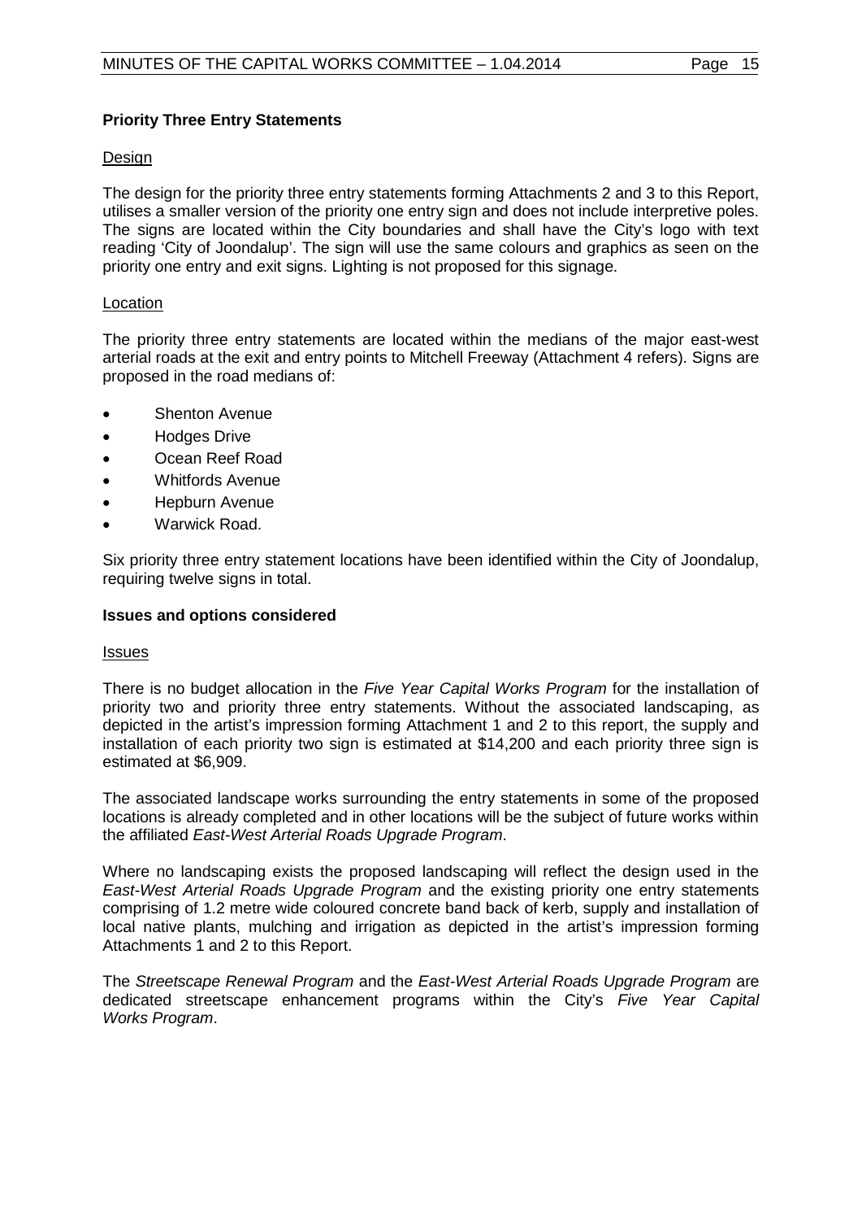**Priority Three Entry Statements**

Design

The design for the priority three entry statements forming Attachments 2 and 3 to this Report, utilises a smaller version of the priority one entry sign and does not include interpretive poles. The signs are located within the City boundaries and shall have the City's logo with text reading 'City of Joondalup'. The sign will use the same colours and graphics as seen on the priority one entry and exit signs. Lighting is not proposed for this signage.

Location

The priority three entry statements are located within the medians of the major east-west arterial roads at the exit and entry points to Mitchell Freeway (Attachment 4 refers). Signs are proposed in the road medians of:

- Shenton Avenue
- Hodges Drive
- Ocean Reef Road
- Whitfords Avenue
- Hepburn Avenue
- Warwick Road.

Six priority three entry statement locations have been identified within the City of Joondalup, requiring twelve signs in total.

**Issues and options considered**

Issues

There is no budget allocation in the *Five Year Capital Works Program* for the installation of priority two and priority three entry statements. Without the associated landscaping, as depicted in the artist's impression forming Attachment 1 and 2 to this report, the supply and installation of each priority two sign is estimated at $14,200 and each priority three sign is estimated at $6,909.

The associated landscape works surrounding the entry statements in some of the proposed locations is already completed and in other locations will be the subject of future works within the affiliated *East-West Arterial Roads Upgrade Program*.

Where no landscaping exists the proposed landscaping will reflect the design used in the *East-West Arterial Roads Upgrade Program* and the existing priority one entry statements comprising of 1.2 metre wide coloured concrete band back of kerb, supply and installation of local native plants, mulching and irrigation as depicted in the artist's impression forming Attachments 1 and 2 to this Report.

The *Streetscape Renewal Program* and the *East-West Arterial Roads Upgrade Program* are dedicated streetscape enhancement programs within the City's *Five Year Capital Works Program*.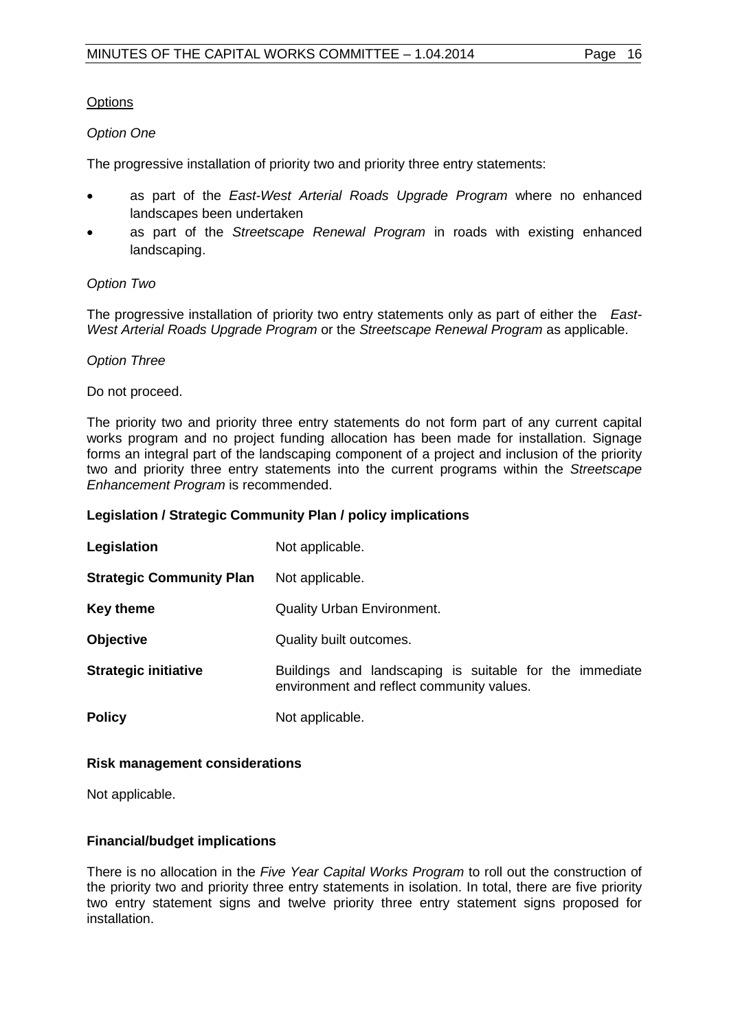Options

*Option One*

The progressive installation of priority two and priority three entry statements:

- as part of the *East-West Arterial Roads Upgrade Program* where no enhanced landscapes been undertaken
- as part of the *Streetscape Renewal Program* in roads with existing enhanced landscaping.

*Option Two*

The progressive installation of priority two entry statements only as part of either the *East-West Arterial Roads Upgrade Program* or the *Streetscape Renewal Program* as applicable.

*Option Three*

Do not proceed.

The priority two and priority three entry statements do not form part of any current capital works program and no project funding allocation has been made for installation. Signage forms an integral part of the landscaping component of a project and inclusion of the priority two and priority three entry statements into the current programs within the *Streetscape Enhancement Program* is recommended.

**Legislation / Strategic Community Plan / policy implications**

| | |
|---|---|
| **Legislation** | Not applicable. |
| **Strategic Community Plan** | Not applicable. |
| **Key theme** | Quality Urban Environment. |
| **Objective** | Quality built outcomes. |
| **Strategic initiative** | Buildings and landscaping is suitable for the immediate environment and reflect community values. |
| **Policy** | Not applicable. |

**Risk management considerations**

Not applicable.

**Financial/budget implications**

There is no allocation in the *Five Year Capital Works Program* to roll out the construction of the priority two and priority three entry statements in isolation. In total, there are five priority two entry statement signs and twelve priority three entry statement signs proposed for installation.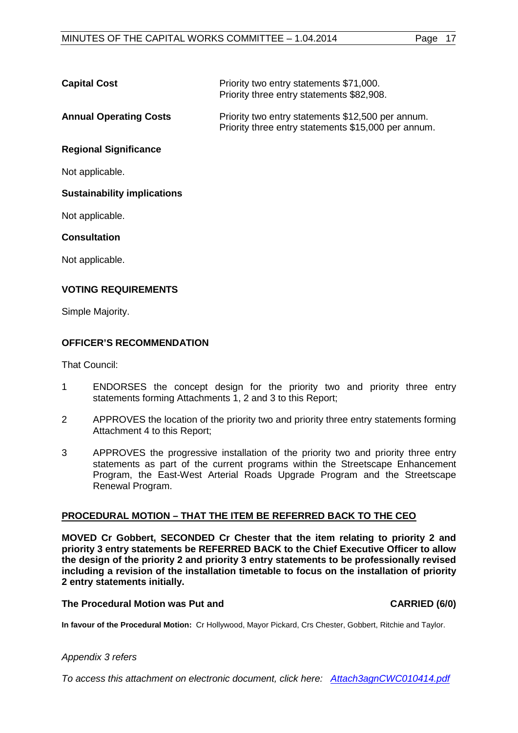| | |
|---|---|
| **Capital Cost** | Priority two entry statements $71,000.<br>Priority three entry statements $82,908. |
| **Annual Operating Costs** | Priority two entry statements $12,500 per annum.<br>Priority three entry statements $15,000 per annum. |

**Regional Significance**

Not applicable.

**Sustainability implications**

Not applicable.

**Consultation**

Not applicable.

## VOTING REQUIREMENTS

Simple Majority.

## OFFICER'S RECOMMENDATION

That Council:

1 ENDORSES the concept design for the priority two and priority three entry statements forming Attachments 1, 2 and 3 to this Report;

2 APPROVES the location of the priority two and priority three entry statements forming Attachment 4 to this Report;

3 APPROVES the progressive installation of the priority two and priority three entry statements as part of the current programs within the Streetscape Enhancement Program, the East-West Arterial Roads Upgrade Program and the Streetscape Renewal Program.

## PROCEDURAL MOTION – THAT THE ITEM BE REFERRED BACK TO THE CEO

**MOVED Cr Gobbert, SECONDED Cr Chester that the item relating to priority 2 and priority 3 entry statements be REFERRED BACK to the Chief Executive Officer to allow the design of the priority 2 and priority 3 entry statements to be professionally revised including a revision of the installation timetable to focus on the installation of priority 2 entry statements initially.**

**The Procedural Motion was Put and CARRIED (6/0)**

**In favour of the Procedural Motion:** Cr Hollywood, Mayor Pickard, Crs Chester, Gobbert, Ritchie and Taylor.

*Appendix 3 refers*

*To access this attachment on electronic document, click here: Attach3agnCWC010414.pdf*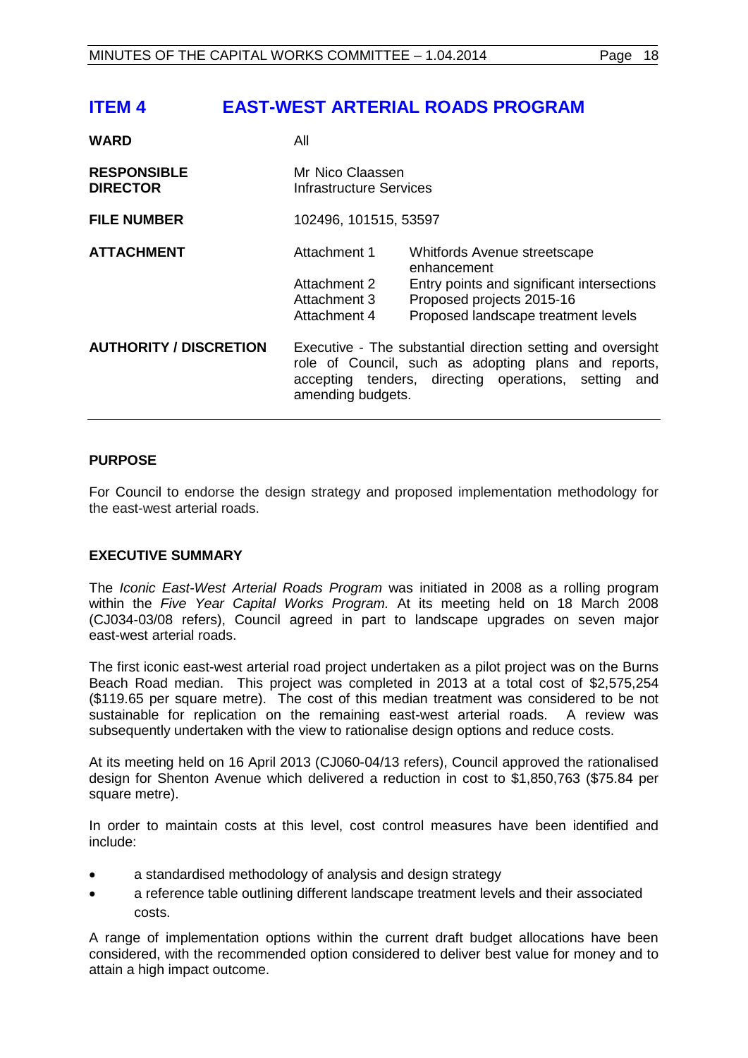# ITEM 4 EAST-WEST ARTERIAL ROADS PROGRAM

| | | |
|---|---|---|
| **WARD** | All | |
| **RESPONSIBLE DIRECTOR** | Mr Nico Claassen<br>Infrastructure Services | |
| **FILE NUMBER** | 102496, 101515, 53597 | |
| **ATTACHMENT** | Attachment 1 | Whitfords Avenue streetscape enhancement |
| | Attachment 2 | Entry points and significant intersections |
| | Attachment 3 | Proposed projects 2015-16 |
| | Attachment 4 | Proposed landscape treatment levels |
| **AUTHORITY / DISCRETION** | Executive - The substantial direction setting and oversight role of Council, such as adopting plans and reports, accepting tenders, directing operations, setting and amending budgets. | |

## PURPOSE

For Council to endorse the design strategy and proposed implementation methodology for the east-west arterial roads.

## EXECUTIVE SUMMARY

The *Iconic East-West Arterial Roads Program* was initiated in 2008 as a rolling program within the *Five Year Capital Works Program.* At its meeting held on 18 March 2008 (CJ034-03/08 refers), Council agreed in part to landscape upgrades on seven major east-west arterial roads.

The first iconic east-west arterial road project undertaken as a pilot project was on the Burns Beach Road median. This project was completed in 2013 at a total cost of $2,575,254 ($119.65 per square metre). The cost of this median treatment was considered to be not sustainable for replication on the remaining east-west arterial roads. A review was subsequently undertaken with the view to rationalise design options and reduce costs.

At its meeting held on 16 April 2013 (CJ060-04/13 refers), Council approved the rationalised design for Shenton Avenue which delivered a reduction in cost to $1,850,763 ($75.84 per square metre).

In order to maintain costs at this level, cost control measures have been identified and include:

- a standardised methodology of analysis and design strategy
- a reference table outlining different landscape treatment levels and their associated costs.

A range of implementation options within the current draft budget allocations have been considered, with the recommended option considered to deliver best value for money and to attain a high impact outcome.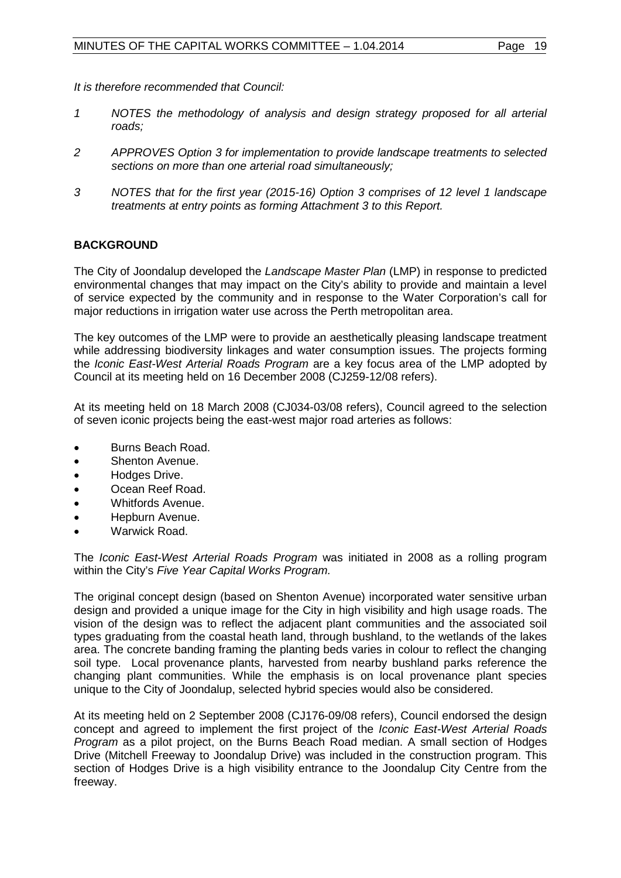*It is therefore recommended that Council:*

1. *NOTES the methodology of analysis and design strategy proposed for all arterial roads;*
2. *APPROVES Option 3 for implementation to provide landscape treatments to selected sections on more than one arterial road simultaneously;*
3. *NOTES that for the first year (2015-16) Option 3 comprises of 12 level 1 landscape treatments at entry points as forming Attachment 3 to this Report.*

## BACKGROUND

The City of Joondalup developed the *Landscape Master Plan* (LMP) in response to predicted environmental changes that may impact on the City's ability to provide and maintain a level of service expected by the community and in response to the Water Corporation's call for major reductions in irrigation water use across the Perth metropolitan area.

The key outcomes of the LMP were to provide an aesthetically pleasing landscape treatment while addressing biodiversity linkages and water consumption issues. The projects forming the *Iconic East-West Arterial Roads Program* are a key focus area of the LMP adopted by Council at its meeting held on 16 December 2008 (CJ259-12/08 refers).

At its meeting held on 18 March 2008 (CJ034-03/08 refers), Council agreed to the selection of seven iconic projects being the east-west major road arteries as follows:

- Burns Beach Road.
- Shenton Avenue.
- Hodges Drive.
- Ocean Reef Road.
- Whitfords Avenue.
- Hepburn Avenue.
- Warwick Road.

The *Iconic East-West Arterial Roads Program* was initiated in 2008 as a rolling program within the City's *Five Year Capital Works Program.*

The original concept design (based on Shenton Avenue) incorporated water sensitive urban design and provided a unique image for the City in high visibility and high usage roads. The vision of the design was to reflect the adjacent plant communities and the associated soil types graduating from the coastal heath land, through bushland, to the wetlands of the lakes area. The concrete banding framing the planting beds varies in colour to reflect the changing soil type. Local provenance plants, harvested from nearby bushland parks reference the changing plant communities. While the emphasis is on local provenance plant species unique to the City of Joondalup, selected hybrid species would also be considered.

At its meeting held on 2 September 2008 (CJ176-09/08 refers), Council endorsed the design concept and agreed to implement the first project of the *Iconic East-West Arterial Roads Program* as a pilot project, on the Burns Beach Road median. A small section of Hodges Drive (Mitchell Freeway to Joondalup Drive) was included in the construction program. This section of Hodges Drive is a high visibility entrance to the Joondalup City Centre from the freeway.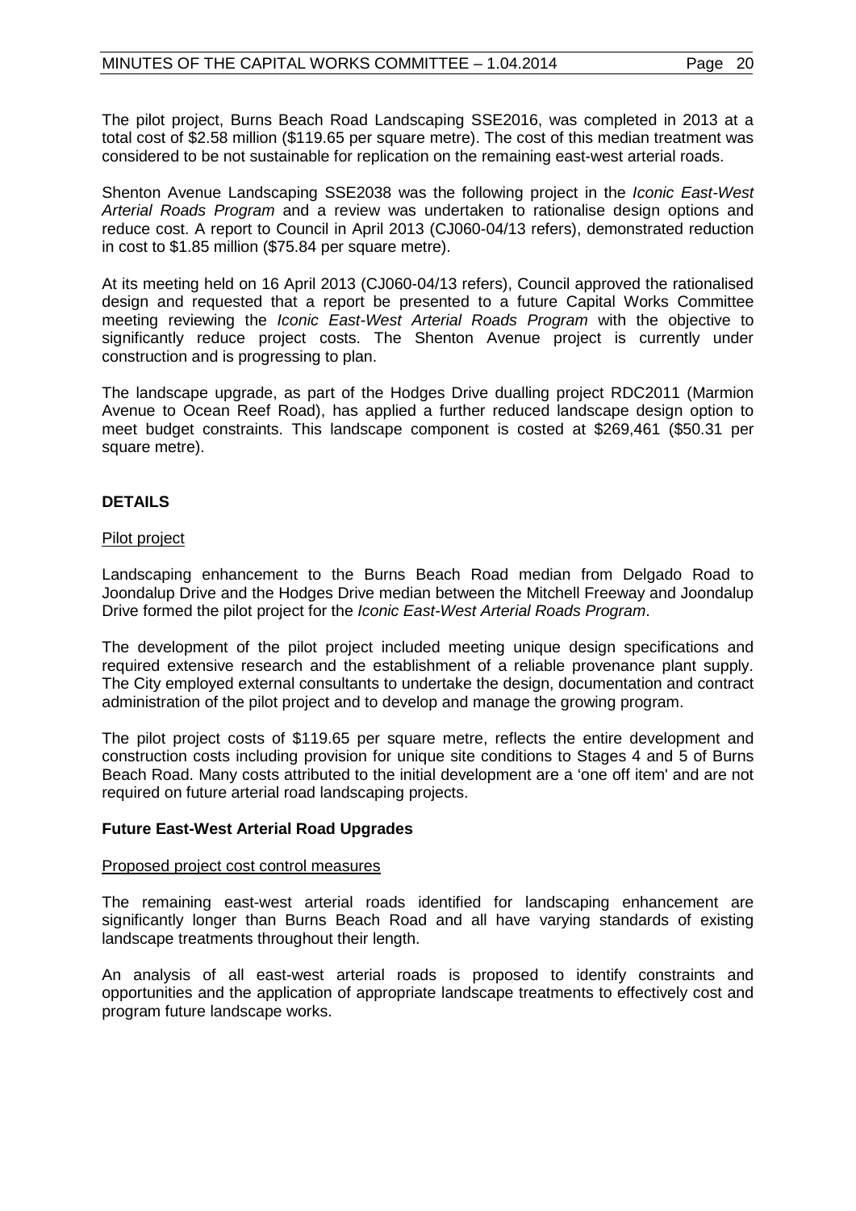The pilot project, Burns Beach Road Landscaping SSE2016, was completed in 2013 at a total cost of $2.58 million ($119.65 per square metre). The cost of this median treatment was considered to be not sustainable for replication on the remaining east-west arterial roads.

Shenton Avenue Landscaping SSE2038 was the following project in the *Iconic East-West Arterial Roads Program* and a review was undertaken to rationalise design options and reduce cost. A report to Council in April 2013 (CJ060-04/13 refers), demonstrated reduction in cost to $1.85 million ($75.84 per square metre).

At its meeting held on 16 April 2013 (CJ060-04/13 refers), Council approved the rationalised design and requested that a report be presented to a future Capital Works Committee meeting reviewing the *Iconic East-West Arterial Roads Program* with the objective to significantly reduce project costs. The Shenton Avenue project is currently under construction and is progressing to plan.

The landscape upgrade, as part of the Hodges Drive dualling project RDC2011 (Marmion Avenue to Ocean Reef Road), has applied a further reduced landscape design option to meet budget constraints. This landscape component is costed at $269,461 ($50.31 per square metre).

## DETAILS

Pilot project

Landscaping enhancement to the Burns Beach Road median from Delgado Road to Joondalup Drive and the Hodges Drive median between the Mitchell Freeway and Joondalup Drive formed the pilot project for the *Iconic East-West Arterial Roads Program*.

The development of the pilot project included meeting unique design specifications and required extensive research and the establishment of a reliable provenance plant supply. The City employed external consultants to undertake the design, documentation and contract administration of the pilot project and to develop and manage the growing program.

The pilot project costs of $119.65 per square metre, reflects the entire development and construction costs including provision for unique site conditions to Stages 4 and 5 of Burns Beach Road. Many costs attributed to the initial development are a 'one off item' and are not required on future arterial road landscaping projects.

### Future East-West Arterial Road Upgrades

Proposed project cost control measures

The remaining east-west arterial roads identified for landscaping enhancement are significantly longer than Burns Beach Road and all have varying standards of existing landscape treatments throughout their length.

An analysis of all east-west arterial roads is proposed to identify constraints and opportunities and the application of appropriate landscape treatments to effectively cost and program future landscape works.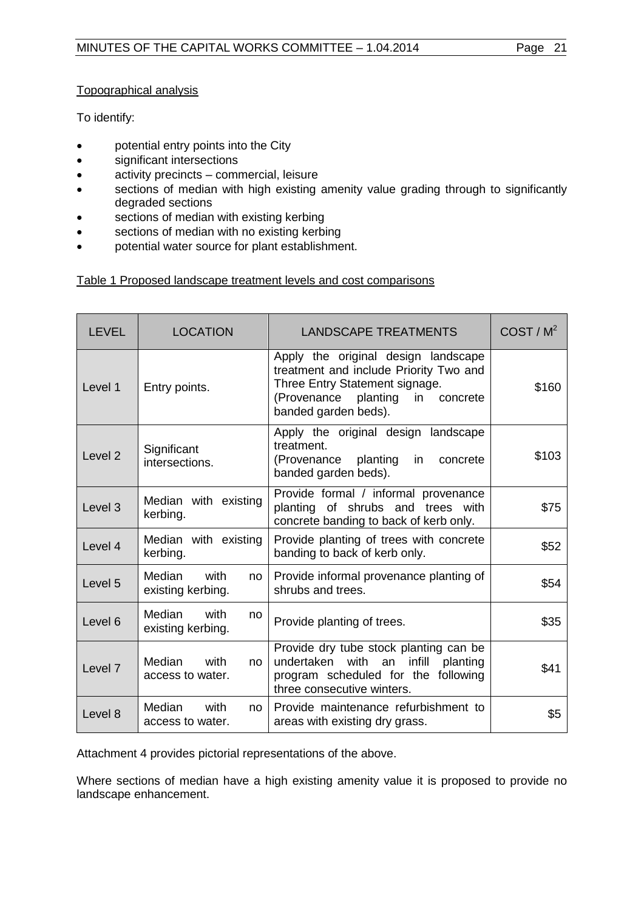Topographical analysis

To identify:

- potential entry points into the City
- significant intersections
- activity precincts – commercial, leisure
- sections of median with high existing amenity value grading through to significantly degraded sections
- sections of median with existing kerbing
- sections of median with no existing kerbing
- potential water source for plant establishment.

Table 1 Proposed landscape treatment levels and cost comparisons

| LEVEL | LOCATION | LANDSCAPE TREATMENTS | COST / $M^2$ |
|---|---|---|---|
| Level 1 | Entry points. | Apply the original design landscape treatment and include Priority Two and Three Entry Statement signage. (Provenance planting in concrete banded garden beds). | \$160 |
| Level 2 | Significant intersections. | Apply the original design landscape treatment. (Provenance planting in concrete banded garden beds). | \$103 |
| Level 3 | Median with existing kerbing. | Provide formal / informal provenance planting of shrubs and trees with concrete banding to back of kerb only. | \$75 |
| Level 4 | Median with existing kerbing. | Provide planting of trees with concrete banding to back of kerb only. | \$52 |
| Level 5 | Median with no existing kerbing. | Provide informal provenance planting of shrubs and trees. | \$54 |
| Level 6 | Median with no existing kerbing. | Provide planting of trees. | \$35 |
| Level 7 | Median with no access to water. | Provide dry tube stock planting can be undertaken with an infill planting program scheduled for the following three consecutive winters. | \$41 |
| Level 8 | Median with no access to water. | Provide maintenance refurbishment to areas with existing dry grass. | \$5 |

Attachment 4 provides pictorial representations of the above.

Where sections of median have a high existing amenity value it is proposed to provide no landscape enhancement.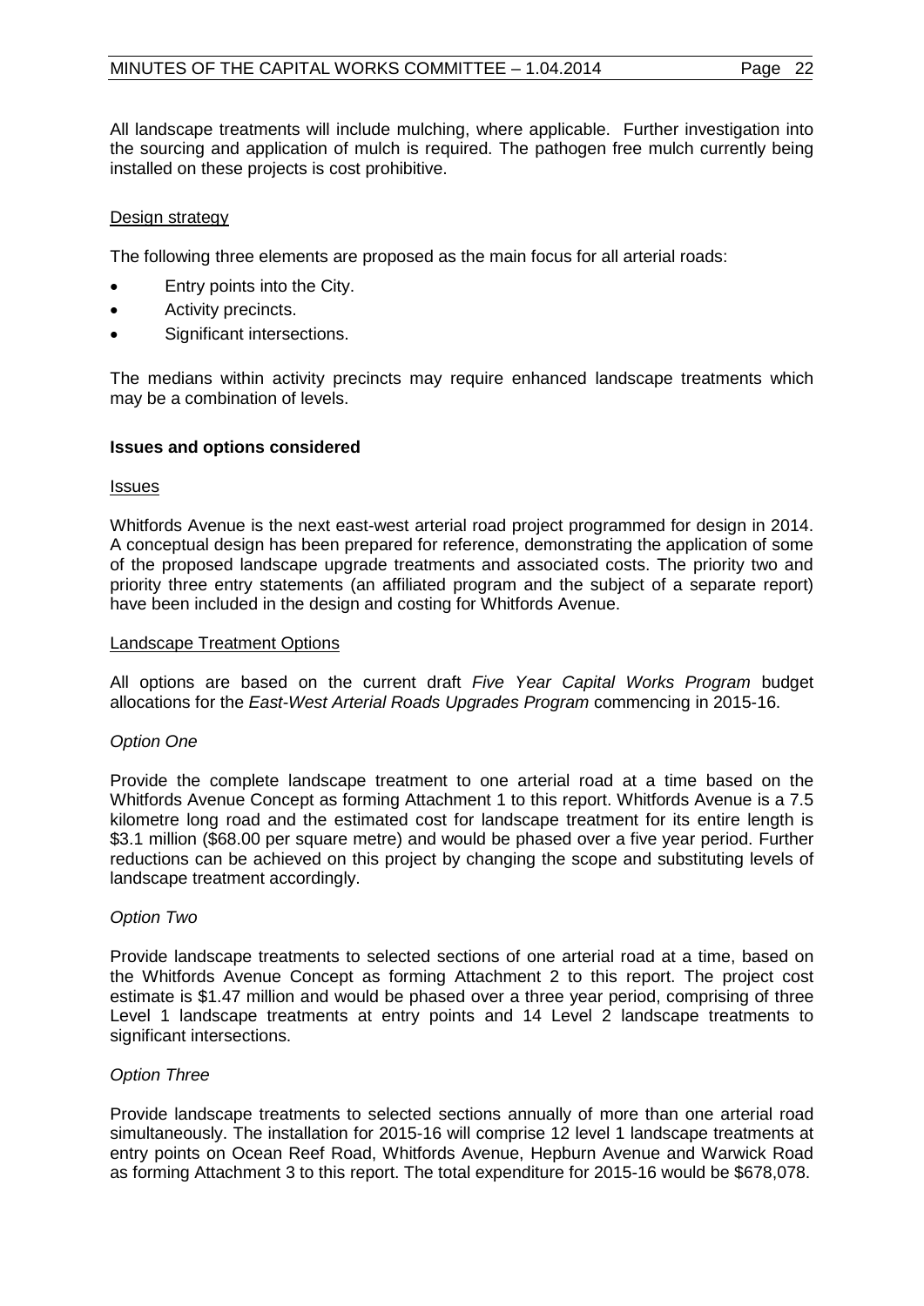All landscape treatments will include mulching, where applicable. Further investigation into the sourcing and application of mulch is required. The pathogen free mulch currently being installed on these projects is cost prohibitive.

Design strategy

The following three elements are proposed as the main focus for all arterial roads:

- Entry points into the City.
- Activity precincts.
- Significant intersections.

The medians within activity precincts may require enhanced landscape treatments which may be a combination of levels.

**Issues and options considered**

Issues

Whitfords Avenue is the next east-west arterial road project programmed for design in 2014. A conceptual design has been prepared for reference, demonstrating the application of some of the proposed landscape upgrade treatments and associated costs. The priority two and priority three entry statements (an affiliated program and the subject of a separate report) have been included in the design and costing for Whitfords Avenue.

Landscape Treatment Options

All options are based on the current draft *Five Year Capital Works Program* budget allocations for the *East-West Arterial Roads Upgrades Program* commencing in 2015-16.

*Option One*

Provide the complete landscape treatment to one arterial road at a time based on the Whitfords Avenue Concept as forming Attachment 1 to this report. Whitfords Avenue is a 7.5 kilometre long road and the estimated cost for landscape treatment for its entire length is $3.1 million ($68.00 per square metre) and would be phased over a five year period. Further reductions can be achieved on this project by changing the scope and substituting levels of landscape treatment accordingly.

*Option Two*

Provide landscape treatments to selected sections of one arterial road at a time, based on the Whitfords Avenue Concept as forming Attachment 2 to this report. The project cost estimate is $1.47 million and would be phased over a three year period, comprising of three Level 1 landscape treatments at entry points and 14 Level 2 landscape treatments to significant intersections.

*Option Three*

Provide landscape treatments to selected sections annually of more than one arterial road simultaneously. The installation for 2015-16 will comprise 12 level 1 landscape treatments at entry points on Ocean Reef Road, Whitfords Avenue, Hepburn Avenue and Warwick Road as forming Attachment 3 to this report. The total expenditure for 2015-16 would be $678,078.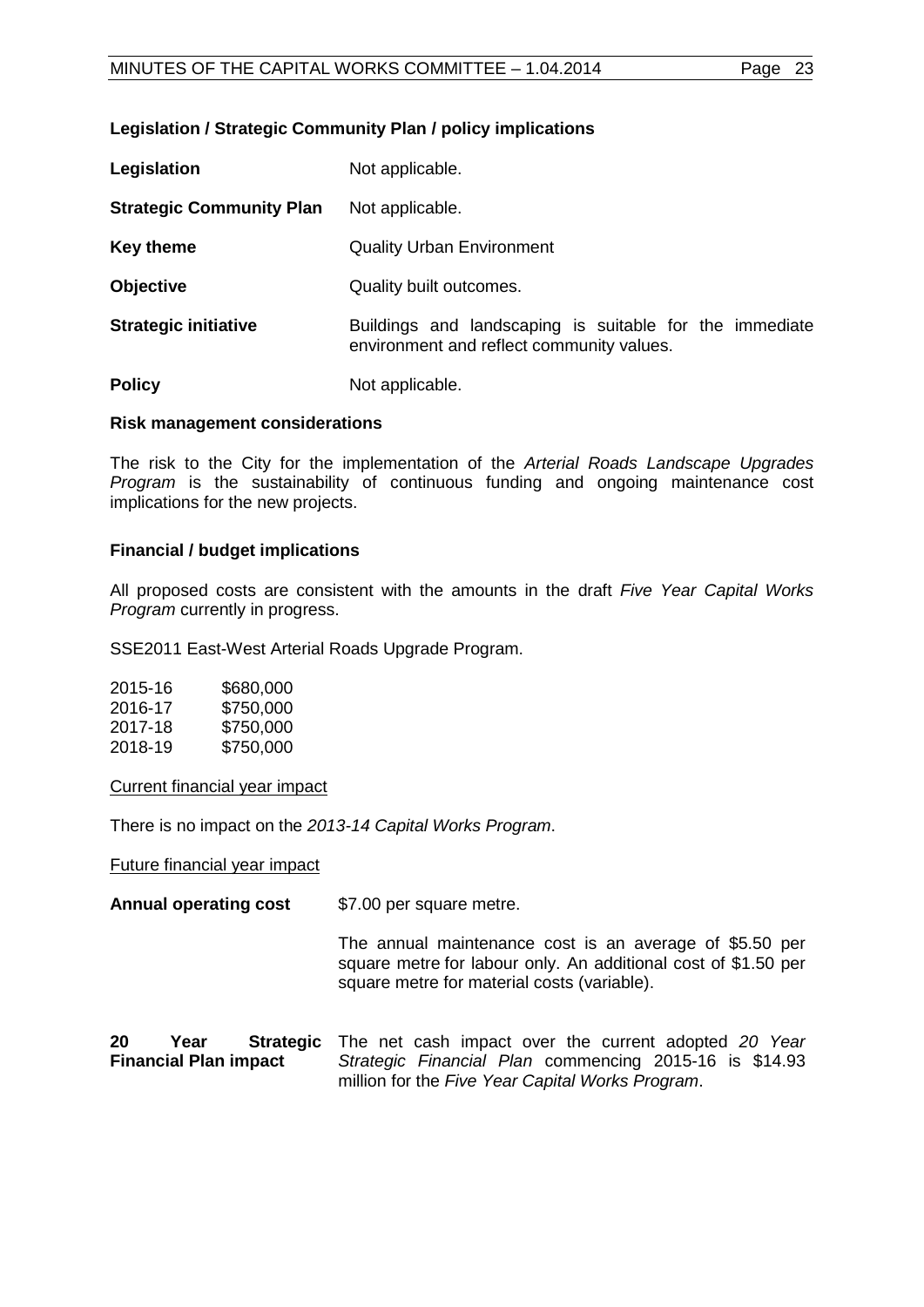**Legislation / Strategic Community Plan / policy implications**

| | |
|---|---|
| **Legislation** | Not applicable. |
| **Strategic Community Plan** | Not applicable. |
| **Key theme** | Quality Urban Environment |
| **Objective** | Quality built outcomes. |
| **Strategic initiative** | Buildings and landscaping is suitable for the immediate environment and reflect community values. |
| **Policy** | Not applicable. |

**Risk management considerations**

The risk to the City for the implementation of the *Arterial Roads Landscape Upgrades Program* is the sustainability of continuous funding and ongoing maintenance cost implications for the new projects.

**Financial / budget implications**

All proposed costs are consistent with the amounts in the draft *Five Year Capital Works Program* currently in progress.

SSE2011 East-West Arterial Roads Upgrade Program.

| | |
|---|---|
| 2015-16 | \$680,000 |
| 2016-17 | \$750,000 |
| 2017-18 | \$750,000 |
| 2018-19 | \$750,000 |

Current financial year impact

There is no impact on the *2013-14 Capital Works Program*.

Future financial year impact

**Annual operating cost** \$7.00 per square metre.

The annual maintenance cost is an average of \$5.50 per square metre for labour only. An additional cost of \$1.50 per square metre for material costs (variable).

**20 Year Strategic Financial Plan impact** The net cash impact over the current adopted *20 Year Strategic Financial Plan* commencing 2015-16 is \$14.93 million for the *Five Year Capital Works Program*.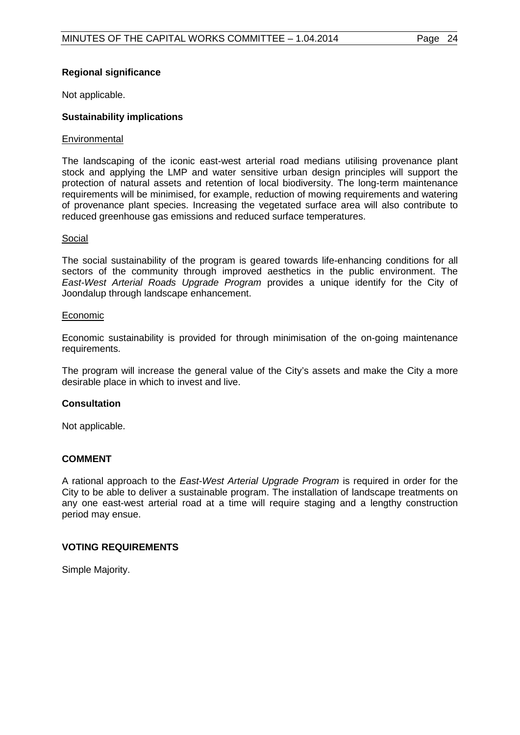**Regional significance**

Not applicable.

**Sustainability implications**

Environmental

The landscaping of the iconic east-west arterial road medians utilising provenance plant stock and applying the LMP and water sensitive urban design principles will support the protection of natural assets and retention of local biodiversity. The long-term maintenance requirements will be minimised, for example, reduction of mowing requirements and watering of provenance plant species. Increasing the vegetated surface area will also contribute to reduced greenhouse gas emissions and reduced surface temperatures.

Social

The social sustainability of the program is geared towards life-enhancing conditions for all sectors of the community through improved aesthetics in the public environment. The *East-West Arterial Roads Upgrade Program* provides a unique identify for the City of Joondalup through landscape enhancement.

Economic

Economic sustainability is provided for through minimisation of the on-going maintenance requirements.

The program will increase the general value of the City's assets and make the City a more desirable place in which to invest and live.

**Consultation**

Not applicable.

**COMMENT**

A rational approach to the *East-West Arterial Upgrade Program* is required in order for the City to be able to deliver a sustainable program. The installation of landscape treatments on any one east-west arterial road at a time will require staging and a lengthy construction period may ensue.

**VOTING REQUIREMENTS**

Simple Majority.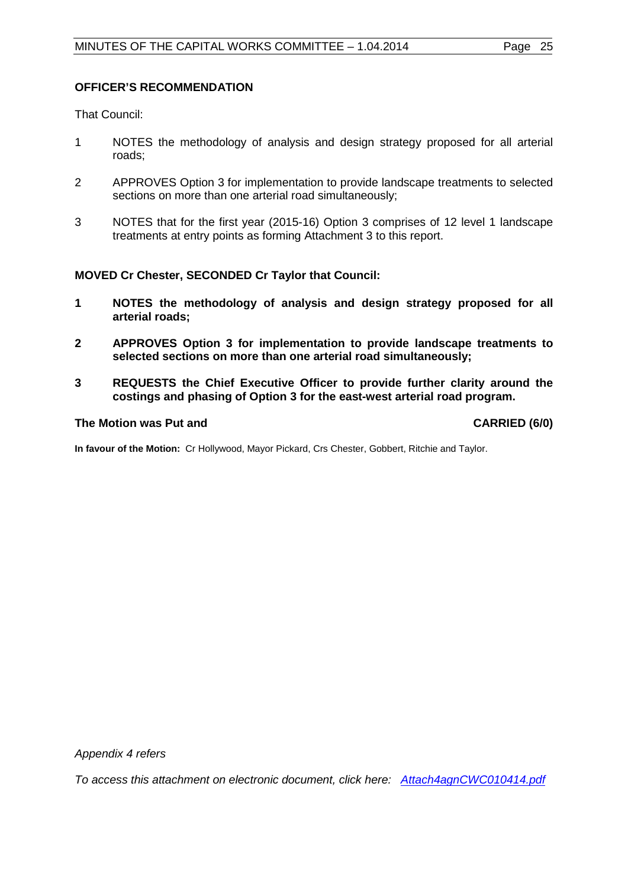**OFFICER'S RECOMMENDATION**

That Council:

1. NOTES the methodology of analysis and design strategy proposed for all arterial roads;
2. APPROVES Option 3 for implementation to provide landscape treatments to selected sections on more than one arterial road simultaneously;
3. NOTES that for the first year (2015-16) Option 3 comprises of 12 level 1 landscape treatments at entry points as forming Attachment 3 to this report.

**MOVED Cr Chester, SECONDED Cr Taylor that Council:**

1. **NOTES the methodology of analysis and design strategy proposed for all arterial roads;**
2. **APPROVES Option 3 for implementation to provide landscape treatments to selected sections on more than one arterial road simultaneously;**
3. **REQUESTS the Chief Executive Officer to provide further clarity around the costings and phasing of Option 3 for the east-west arterial road program.**

**The Motion was Put and CARRIED (6/0)**

**In favour of the Motion:** Cr Hollywood, Mayor Pickard, Crs Chester, Gobbert, Ritchie and Taylor.

*Appendix 4 refers*

*To access this attachment on electronic document, click here: Attach4agnCWC010414.pdf*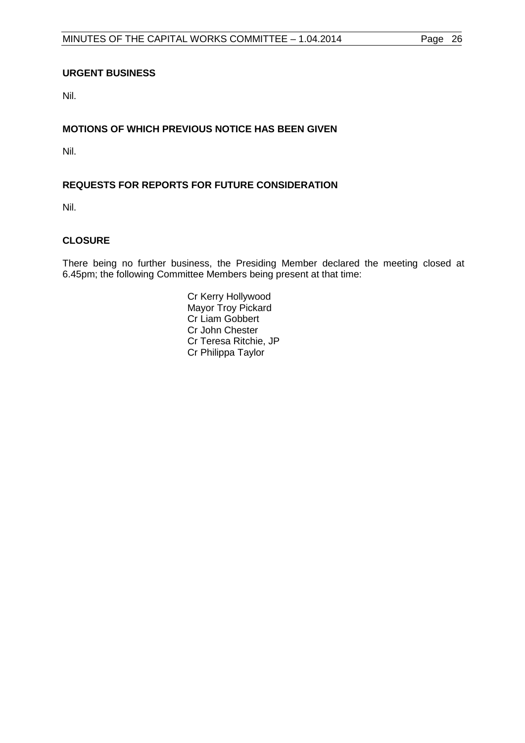## URGENT BUSINESS

Nil.

## MOTIONS OF WHICH PREVIOUS NOTICE HAS BEEN GIVEN

Nil.

## REQUESTS FOR REPORTS FOR FUTURE CONSIDERATION

Nil.

## CLOSURE

There being no further business, the Presiding Member declared the meeting closed at 6.45pm; the following Committee Members being present at that time:

Cr Kerry Hollywood
Mayor Troy Pickard
Cr Liam Gobbert
Cr John Chester
Cr Teresa Ritchie, JP
Cr Philippa Taylor